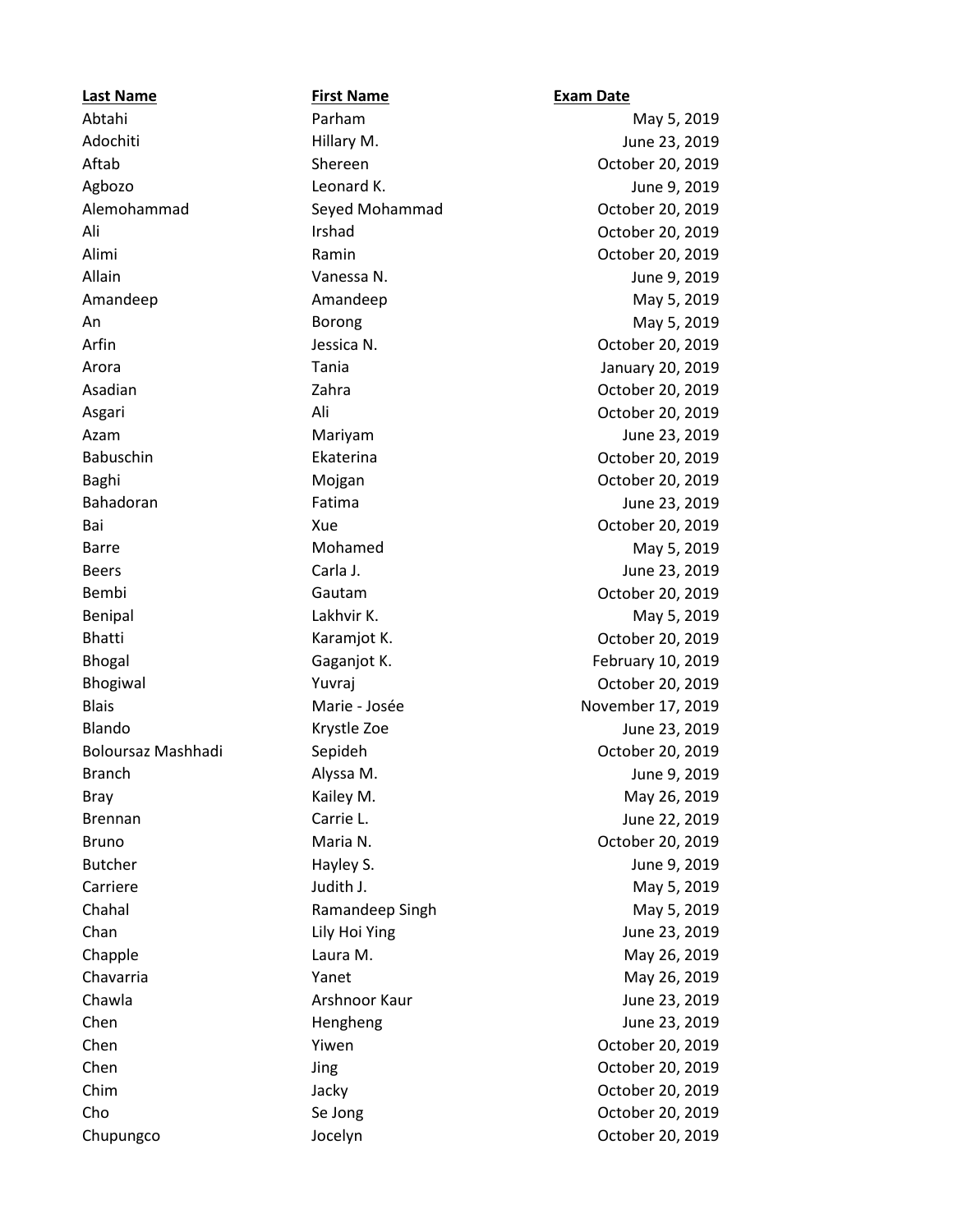| Last Name | First Name | Exam Date |
|---|---|---|
| Abtahi | Parham | May 5, 2019 |
| Adochiti | Hillary M. | June 23, 2019 |
| Aftab | Shereen | October 20, 2019 |
| Agbozo | Leonard K. | June 9, 2019 |
| Alemohammad | Seyed Mohammad | October 20, 2019 |
| Ali | Irshad | October 20, 2019 |
| Alimi | Ramin | October 20, 2019 |
| Allain | Vanessa N. | June 9, 2019 |
| Amandeep | Amandeep | May 5, 2019 |
| An | Borong | May 5, 2019 |
| Arfin | Jessica N. | October 20, 2019 |
| Arora | Tania | January 20, 2019 |
| Asadian | Zahra | October 20, 2019 |
| Asgari | Ali | October 20, 2019 |
| Azam | Mariyam | June 23, 2019 |
| Babuschin | Ekaterina | October 20, 2019 |
| Baghi | Mojgan | October 20, 2019 |
| Bahadoran | Fatima | June 23, 2019 |
| Bai | Xue | October 20, 2019 |
| Barre | Mohamed | May 5, 2019 |
| Beers | Carla J. | June 23, 2019 |
| Bembi | Gautam | October 20, 2019 |
| Benipal | Lakhvir K. | May 5, 2019 |
| Bhatti | Karamjot K. | October 20, 2019 |
| Bhogal | Gaganjot K. | February 10, 2019 |
| Bhogiwal | Yuvraj | October 20, 2019 |
| Blais | Marie - Josée | November 17, 2019 |
| Blando | Krystle Zoe | June 23, 2019 |
| Boloursaz Mashhadi | Sepideh | October 20, 2019 |
| Branch | Alyssa M. | June 9, 2019 |
| Bray | Kailey M. | May 26, 2019 |
| Brennan | Carrie L. | June 22, 2019 |
| Bruno | Maria N. | October 20, 2019 |
| Butcher | Hayley S. | June 9, 2019 |
| Carriere | Judith J. | May 5, 2019 |
| Chahal | Ramandeep Singh | May 5, 2019 |
| Chan | Lily Hoi Ying | June 23, 2019 |
| Chapple | Laura M. | May 26, 2019 |
| Chavarria | Yanet | May 26, 2019 |
| Chawla | Arshnoor Kaur | June 23, 2019 |
| Chen | Hengheng | June 23, 2019 |
| Chen | Yiwen | October 20, 2019 |
| Chen | Jing | October 20, 2019 |
| Chim | Jacky | October 20, 2019 |
| Cho | Se Jong | October 20, 2019 |
| Chupungco | Jocelyn | October 20, 2019 |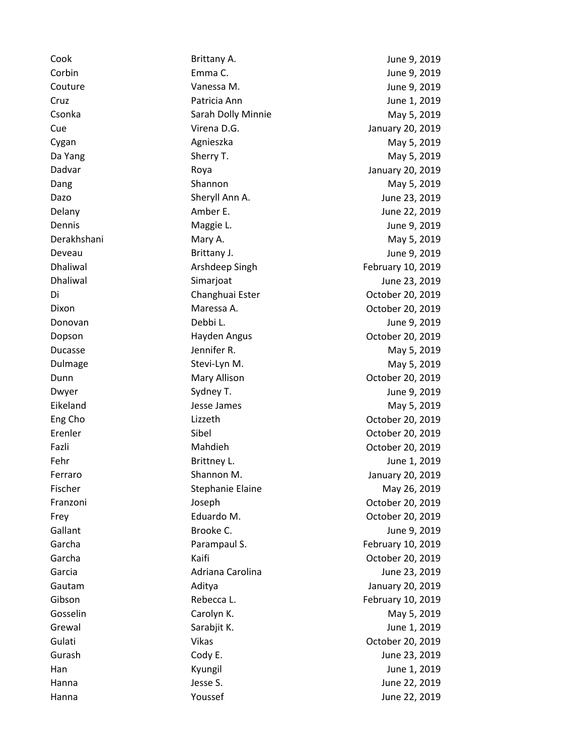| | | |
|---|---|---|
| Cook | Brittany A. | June 9, 2019 |
| Corbin | Emma C. | June 9, 2019 |
| Couture | Vanessa M. | June 9, 2019 |
| Cruz | Patricia Ann | June 1, 2019 |
| Csonka | Sarah Dolly Minnie | May 5, 2019 |
| Cue | Virena D.G. | January 20, 2019 |
| Cygan | Agnieszka | May 5, 2019 |
| Da Yang | Sherry T. | May 5, 2019 |
| Dadvar | Roya | January 20, 2019 |
| Dang | Shannon | May 5, 2019 |
| Dazo | Sheryll Ann A. | June 23, 2019 |
| Delany | Amber E. | June 22, 2019 |
| Dennis | Maggie L. | June 9, 2019 |
| Derakhshani | Mary A. | May 5, 2019 |
| Deveau | Brittany J. | June 9, 2019 |
| Dhaliwal | Arshdeep Singh | February 10, 2019 |
| Dhaliwal | Simarjoat | June 23, 2019 |
| Di | Changhuai Ester | October 20, 2019 |
| Dixon | Maressa A. | October 20, 2019 |
| Donovan | Debbi L. | June 9, 2019 |
| Dopson | Hayden Angus | October 20, 2019 |
| Ducasse | Jennifer R. | May 5, 2019 |
| Dulmage | Stevi-Lyn M. | May 5, 2019 |
| Dunn | Mary Allison | October 20, 2019 |
| Dwyer | Sydney T. | June 9, 2019 |
| Eikeland | Jesse James | May 5, 2019 |
| Eng Cho | Lizzeth | October 20, 2019 |
| Erenler | Sibel | October 20, 2019 |
| Fazli | Mahdieh | October 20, 2019 |
| Fehr | Brittney L. | June 1, 2019 |
| Ferraro | Shannon M. | January 20, 2019 |
| Fischer | Stephanie Elaine | May 26, 2019 |
| Franzoni | Joseph | October 20, 2019 |
| Frey | Eduardo M. | October 20, 2019 |
| Gallant | Brooke C. | June 9, 2019 |
| Garcha | Parampaul S. | February 10, 2019 |
| Garcha | Kaifi | October 20, 2019 |
| Garcia | Adriana Carolina | June 23, 2019 |
| Gautam | Aditya | January 20, 2019 |
| Gibson | Rebecca L. | February 10, 2019 |
| Gosselin | Carolyn K. | May 5, 2019 |
| Grewal | Sarabjit K. | June 1, 2019 |
| Gulati | Vikas | October 20, 2019 |
| Gurash | Cody E. | June 23, 2019 |
| Han | Kyungil | June 1, 2019 |
| Hanna | Jesse S. | June 22, 2019 |
| Hanna | Youssef | June 22, 2019 |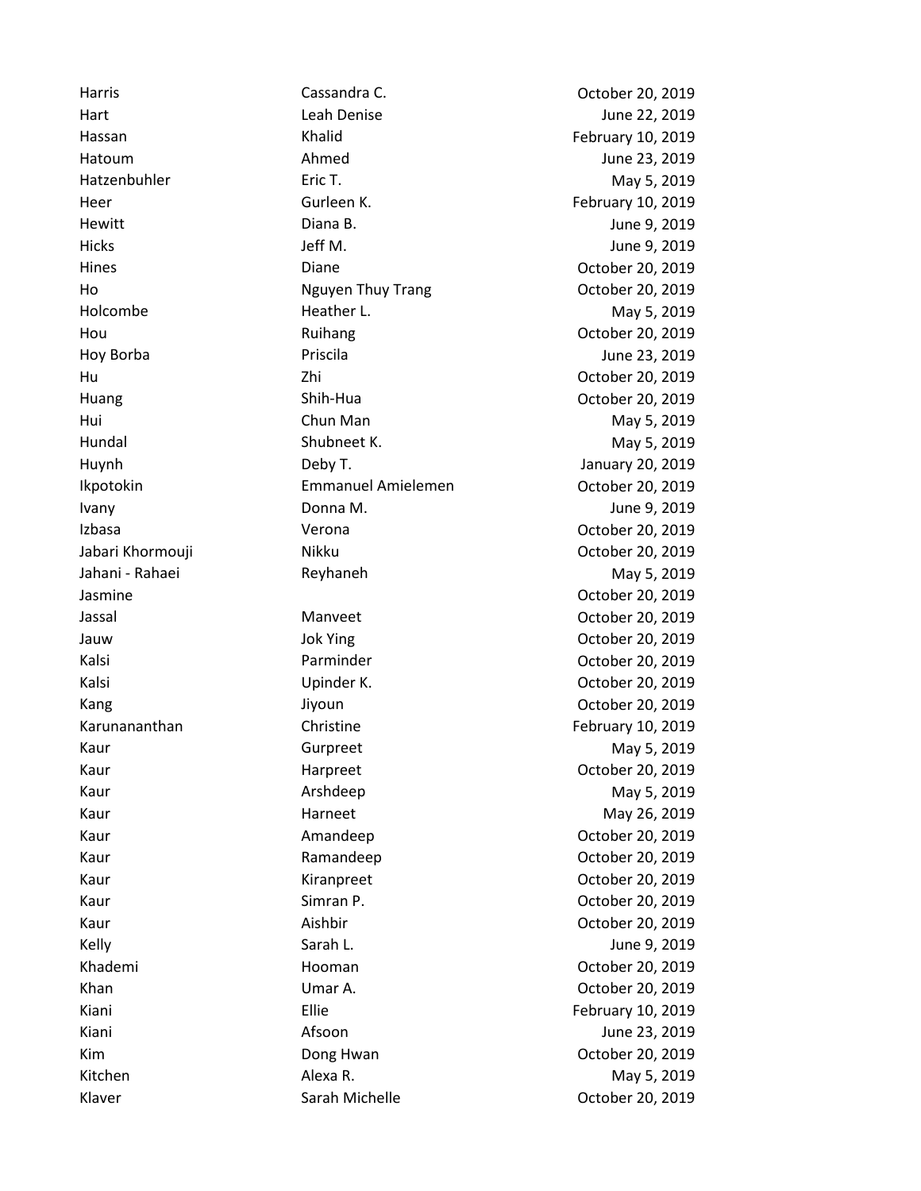| | | |
|---|---|---|
| Harris | Cassandra C. | October 20, 2019 |
| Hart | Leah Denise | June 22, 2019 |
| Hassan | Khalid | February 10, 2019 |
| Hatoum | Ahmed | June 23, 2019 |
| Hatzenbuhler | Eric T. | May 5, 2019 |
| Heer | Gurleen K. | February 10, 2019 |
| Hewitt | Diana B. | June 9, 2019 |
| Hicks | Jeff M. | June 9, 2019 |
| Hines | Diane | October 20, 2019 |
| Ho | Nguyen Thuy Trang | October 20, 2019 |
| Holcombe | Heather L. | May 5, 2019 |
| Hou | Ruihang | October 20, 2019 |
| Hoy Borba | Priscila | June 23, 2019 |
| Hu | Zhi | October 20, 2019 |
| Huang | Shih-Hua | October 20, 2019 |
| Hui | Chun Man | May 5, 2019 |
| Hundal | Shubneet K. | May 5, 2019 |
| Huynh | Deby T. | January 20, 2019 |
| Ikpotokin | Emmanuel Amielemen | October 20, 2019 |
| Ivany | Donna M. | June 9, 2019 |
| Izbasa | Verona | October 20, 2019 |
| Jabari Khormouji | Nikku | October 20, 2019 |
| Jahani - Rahaei | Reyhaneh | May 5, 2019 |
| Jasmine | | October 20, 2019 |
| Jassal | Manveet | October 20, 2019 |
| Jauw | Jok Ying | October 20, 2019 |
| Kalsi | Parminder | October 20, 2019 |
| Kalsi | Upinder K. | October 20, 2019 |
| Kang | Jiyoun | October 20, 2019 |
| Karunananthan | Christine | February 10, 2019 |
| Kaur | Gurpreet | May 5, 2019 |
| Kaur | Harpreet | October 20, 2019 |
| Kaur | Arshdeep | May 5, 2019 |
| Kaur | Harneet | May 26, 2019 |
| Kaur | Amandeep | October 20, 2019 |
| Kaur | Ramandeep | October 20, 2019 |
| Kaur | Kiranpreet | October 20, 2019 |
| Kaur | Simran P. | October 20, 2019 |
| Kaur | Aishbir | October 20, 2019 |
| Kelly | Sarah L. | June 9, 2019 |
| Khademi | Hooman | October 20, 2019 |
| Khan | Umar A. | October 20, 2019 |
| Kiani | Ellie | February 10, 2019 |
| Kiani | Afsoon | June 23, 2019 |
| Kim | Dong Hwan | October 20, 2019 |
| Kitchen | Alexa R. | May 5, 2019 |
| Klaver | Sarah Michelle | October 20, 2019 |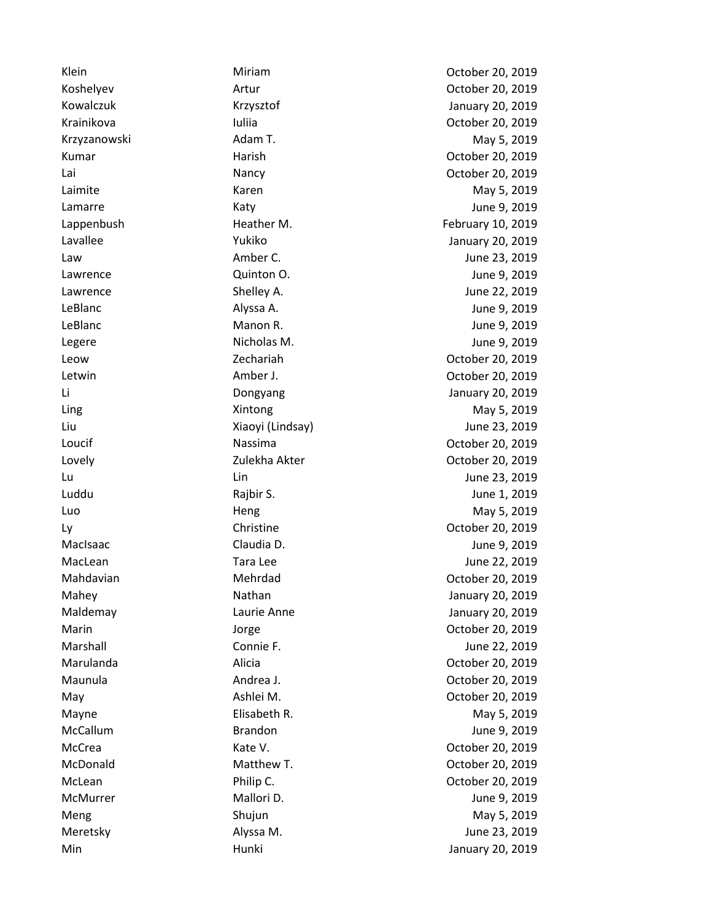| | | |
|---|---|---|
| Klein | Miriam | October 20, 2019 |
| Koshelyev | Artur | October 20, 2019 |
| Kowalczuk | Krzysztof | January 20, 2019 |
| Krainikova | Iuliia | October 20, 2019 |
| Krzyzanowski | Adam T. | May 5, 2019 |
| Kumar | Harish | October 20, 2019 |
| Lai | Nancy | October 20, 2019 |
| Laimite | Karen | May 5, 2019 |
| Lamarre | Katy | June 9, 2019 |
| Lappenbush | Heather M. | February 10, 2019 |
| Lavallee | Yukiko | January 20, 2019 |
| Law | Amber C. | June 23, 2019 |
| Lawrence | Quinton O. | June 9, 2019 |
| Lawrence | Shelley A. | June 22, 2019 |
| LeBlanc | Alyssa A. | June 9, 2019 |
| LeBlanc | Manon R. | June 9, 2019 |
| Legere | Nicholas M. | June 9, 2019 |
| Leow | Zechariah | October 20, 2019 |
| Letwin | Amber J. | October 20, 2019 |
| Li | Dongyang | January 20, 2019 |
| Ling | Xintong | May 5, 2019 |
| Liu | Xiaoyi (Lindsay) | June 23, 2019 |
| Loucif | Nassima | October 20, 2019 |
| Lovely | Zulekha Akter | October 20, 2019 |
| Lu | Lin | June 23, 2019 |
| Luddu | Rajbir S. | June 1, 2019 |
| Luo | Heng | May 5, 2019 |
| Ly | Christine | October 20, 2019 |
| MacIsaac | Claudia D. | June 9, 2019 |
| MacLean | Tara Lee | June 22, 2019 |
| Mahdavian | Mehrdad | October 20, 2019 |
| Mahey | Nathan | January 20, 2019 |
| Maldemay | Laurie Anne | January 20, 2019 |
| Marin | Jorge | October 20, 2019 |
| Marshall | Connie F. | June 22, 2019 |
| Marulanda | Alicia | October 20, 2019 |
| Maunula | Andrea J. | October 20, 2019 |
| May | Ashlei M. | October 20, 2019 |
| Mayne | Elisabeth R. | May 5, 2019 |
| McCallum | Brandon | June 9, 2019 |
| McCrea | Kate V. | October 20, 2019 |
| McDonald | Matthew T. | October 20, 2019 |
| McLean | Philip C. | October 20, 2019 |
| McMurrer | Mallori D. | June 9, 2019 |
| Meng | Shujun | May 5, 2019 |
| Meretsky | Alyssa M. | June 23, 2019 |
| Min | Hunki | January 20, 2019 |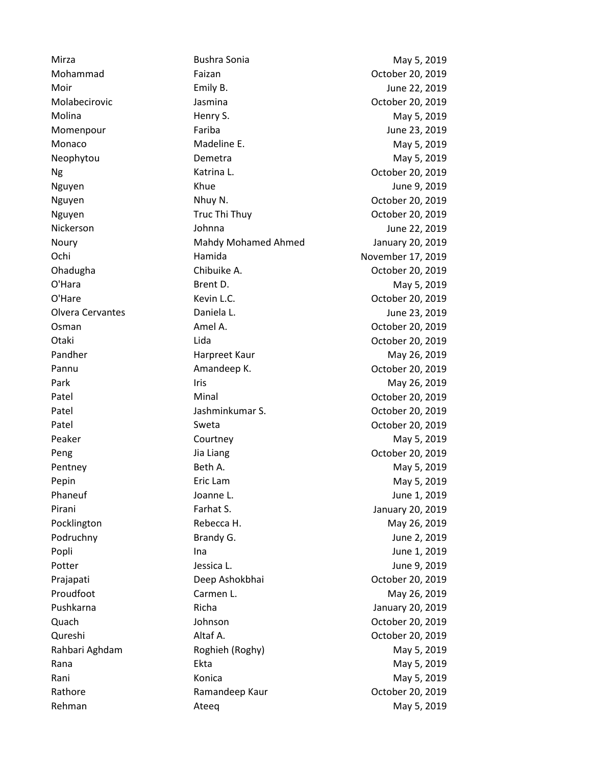| | | |
|---|---|---|
| Mirza | Bushra Sonia | May 5, 2019 |
| Mohammad | Faizan | October 20, 2019 |
| Moir | Emily B. | June 22, 2019 |
| Molabecirovic | Jasmina | October 20, 2019 |
| Molina | Henry S. | May 5, 2019 |
| Momenpour | Fariba | June 23, 2019 |
| Monaco | Madeline E. | May 5, 2019 |
| Neophytou | Demetra | May 5, 2019 |
| Ng | Katrina L. | October 20, 2019 |
| Nguyen | Khue | June 9, 2019 |
| Nguyen | Nhuy N. | October 20, 2019 |
| Nguyen | Truc Thi Thuy | October 20, 2019 |
| Nickerson | Johnna | June 22, 2019 |
| Noury | Mahdy Mohamed Ahmed | January 20, 2019 |
| Ochi | Hamida | November 17, 2019 |
| Ohadugha | Chibuike A. | October 20, 2019 |
| O'Hara | Brent D. | May 5, 2019 |
| O'Hare | Kevin L.C. | October 20, 2019 |
| Olvera Cervantes | Daniela L. | June 23, 2019 |
| Osman | Amel A. | October 20, 2019 |
| Otaki | Lida | October 20, 2019 |
| Pandher | Harpreet Kaur | May 26, 2019 |
| Pannu | Amandeep K. | October 20, 2019 |
| Park | Iris | May 26, 2019 |
| Patel | Minal | October 20, 2019 |
| Patel | Jashminkumar S. | October 20, 2019 |
| Patel | Sweta | October 20, 2019 |
| Peaker | Courtney | May 5, 2019 |
| Peng | Jia Liang | October 20, 2019 |
| Pentney | Beth A. | May 5, 2019 |
| Pepin | Eric Lam | May 5, 2019 |
| Phaneuf | Joanne L. | June 1, 2019 |
| Pirani | Farhat S. | January 20, 2019 |
| Pocklington | Rebecca H. | May 26, 2019 |
| Podruchny | Brandy G. | June 2, 2019 |
| Popli | Ina | June 1, 2019 |
| Potter | Jessica L. | June 9, 2019 |
| Prajapati | Deep Ashokbhai | October 20, 2019 |
| Proudfoot | Carmen L. | May 26, 2019 |
| Pushkarna | Richa | January 20, 2019 |
| Quach | Johnson | October 20, 2019 |
| Qureshi | Altaf A. | October 20, 2019 |
| Rahbari Aghdam | Roghieh (Roghy) | May 5, 2019 |
| Rana | Ekta | May 5, 2019 |
| Rani | Konica | May 5, 2019 |
| Rathore | Ramandeep Kaur | October 20, 2019 |
| Rehman | Ateeq | May 5, 2019 |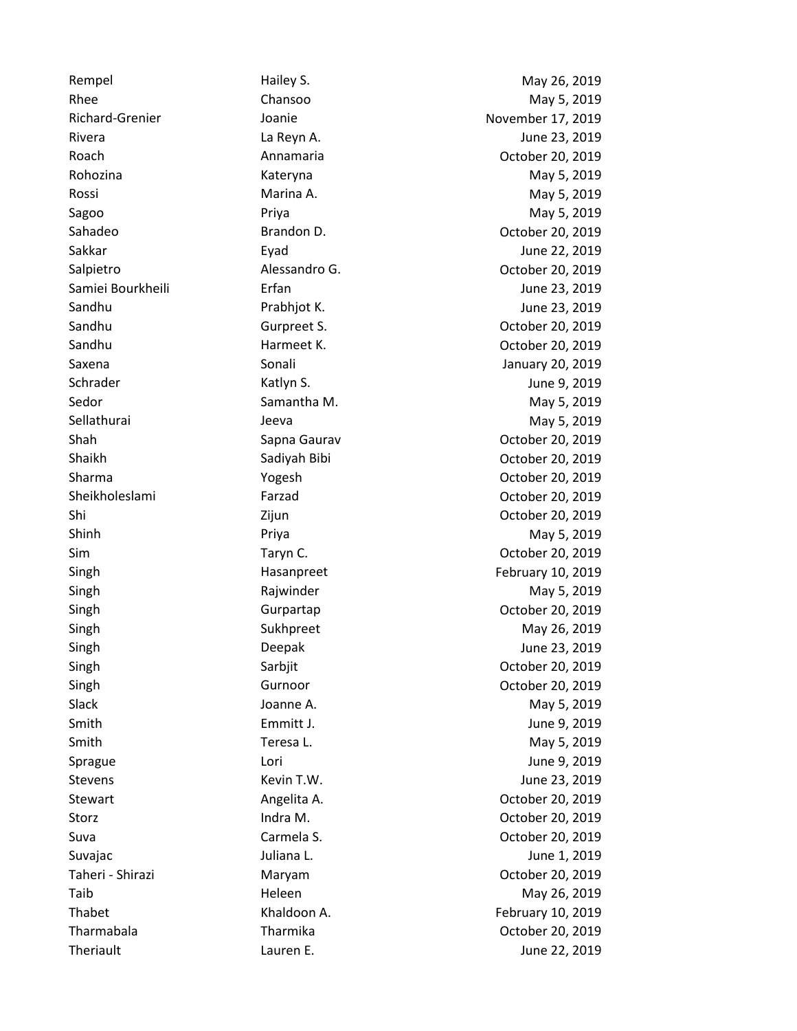| | | |
|---|---|---|
| Rempel | Hailey S. | May 26, 2019 |
| Rhee | Chansoo | May 5, 2019 |
| Richard-Grenier | Joanie | November 17, 2019 |
| Rivera | La Reyn A. | June 23, 2019 |
| Roach | Annamaria | October 20, 2019 |
| Rohozina | Kateryna | May 5, 2019 |
| Rossi | Marina A. | May 5, 2019 |
| Sagoo | Priya | May 5, 2019 |
| Sahadeo | Brandon D. | October 20, 2019 |
| Sakkar | Eyad | June 22, 2019 |
| Salpietro | Alessandro G. | October 20, 2019 |
| Samiei Bourkheili | Erfan | June 23, 2019 |
| Sandhu | Prabhjot K. | June 23, 2019 |
| Sandhu | Gurpreet S. | October 20, 2019 |
| Sandhu | Harmeet K. | October 20, 2019 |
| Saxena | Sonali | January 20, 2019 |
| Schrader | Katlyn S. | June 9, 2019 |
| Sedor | Samantha M. | May 5, 2019 |
| Sellathurai | Jeeva | May 5, 2019 |
| Shah | Sapna Gaurav | October 20, 2019 |
| Shaikh | Sadiyah Bibi | October 20, 2019 |
| Sharma | Yogesh | October 20, 2019 |
| Sheikholeslami | Farzad | October 20, 2019 |
| Shi | Zijun | October 20, 2019 |
| Shinh | Priya | May 5, 2019 |
| Sim | Taryn C. | October 20, 2019 |
| Singh | Hasanpreet | February 10, 2019 |
| Singh | Rajwinder | May 5, 2019 |
| Singh | Gurpartap | October 20, 2019 |
| Singh | Sukhpreet | May 26, 2019 |
| Singh | Deepak | June 23, 2019 |
| Singh | Sarbjit | October 20, 2019 |
| Singh | Gurnoor | October 20, 2019 |
| Slack | Joanne A. | May 5, 2019 |
| Smith | Emmitt J. | June 9, 2019 |
| Smith | Teresa L. | May 5, 2019 |
| Sprague | Lori | June 9, 2019 |
| Stevens | Kevin T.W. | June 23, 2019 |
| Stewart | Angelita A. | October 20, 2019 |
| Storz | Indra M. | October 20, 2019 |
| Suva | Carmela S. | October 20, 2019 |
| Suvajac | Juliana L. | June 1, 2019 |
| Taheri - Shirazi | Maryam | October 20, 2019 |
| Taib | Heleen | May 26, 2019 |
| Thabet | Khaldoon A. | February 10, 2019 |
| Tharmabala | Tharmika | October 20, 2019 |
| Theriault | Lauren E. | June 22, 2019 |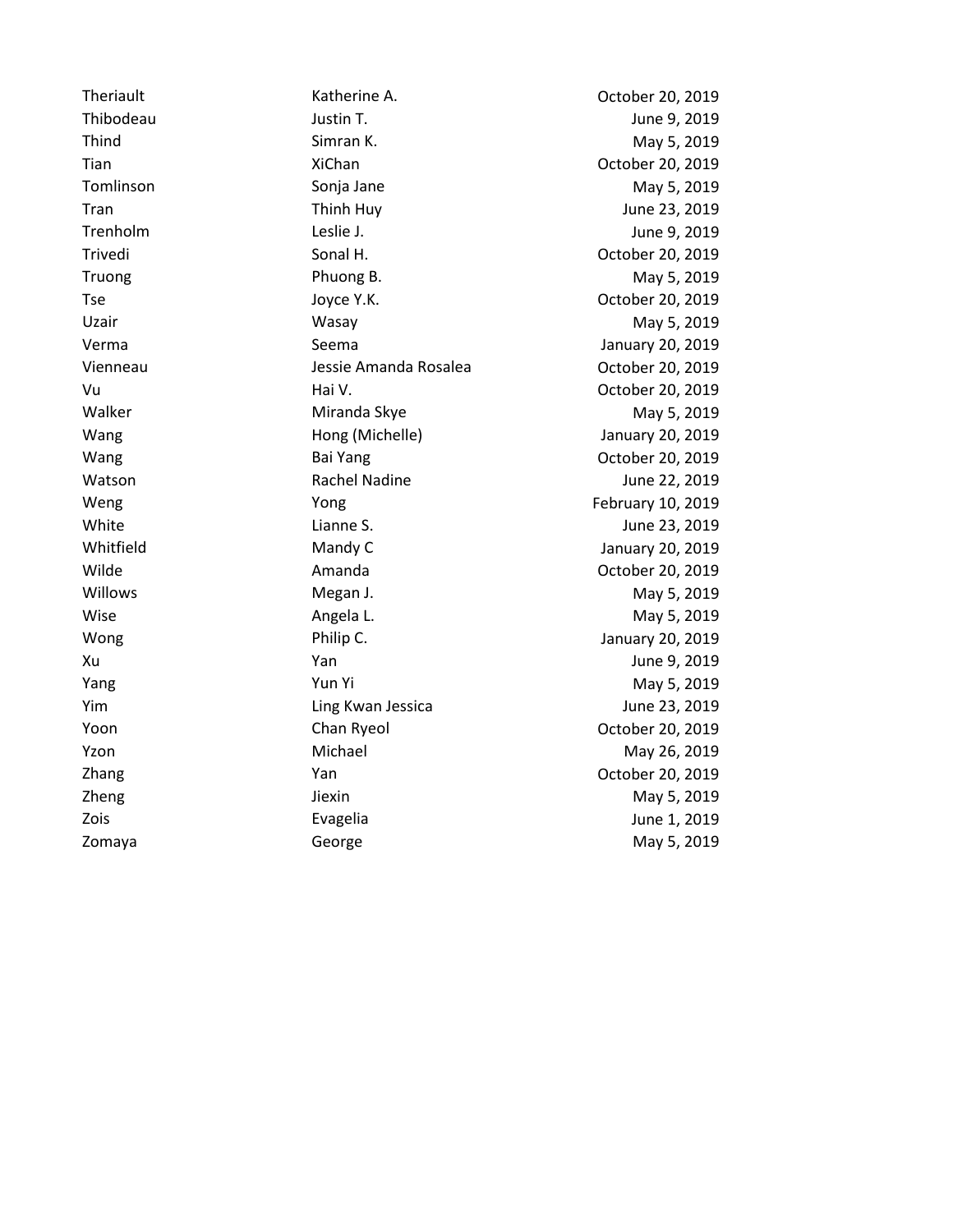| | | |
|---|---|---|
| Theriault | Katherine A. | October 20, 2019 |
| Thibodeau | Justin T. | June 9, 2019 |
| Thind | Simran K. | May 5, 2019 |
| Tian | XiChan | October 20, 2019 |
| Tomlinson | Sonja Jane | May 5, 2019 |
| Tran | Thinh Huy | June 23, 2019 |
| Trenholm | Leslie J. | June 9, 2019 |
| Trivedi | Sonal H. | October 20, 2019 |
| Truong | Phuong B. | May 5, 2019 |
| Tse | Joyce Y.K. | October 20, 2019 |
| Uzair | Wasay | May 5, 2019 |
| Verma | Seema | January 20, 2019 |
| Vienneau | Jessie Amanda Rosalea | October 20, 2019 |
| Vu | Hai V. | October 20, 2019 |
| Walker | Miranda Skye | May 5, 2019 |
| Wang | Hong (Michelle) | January 20, 2019 |
| Wang | Bai Yang | October 20, 2019 |
| Watson | Rachel Nadine | June 22, 2019 |
| Weng | Yong | February 10, 2019 |
| White | Lianne S. | June 23, 2019 |
| Whitfield | Mandy C | January 20, 2019 |
| Wilde | Amanda | October 20, 2019 |
| Willows | Megan J. | May 5, 2019 |
| Wise | Angela L. | May 5, 2019 |
| Wong | Philip C. | January 20, 2019 |
| Xu | Yan | June 9, 2019 |
| Yang | Yun Yi | May 5, 2019 |
| Yim | Ling Kwan Jessica | June 23, 2019 |
| Yoon | Chan Ryeol | October 20, 2019 |
| Yzon | Michael | May 26, 2019 |
| Zhang | Yan | October 20, 2019 |
| Zheng | Jiexin | May 5, 2019 |
| Zois | Evagelia | June 1, 2019 |
| Zomaya | George | May 5, 2019 |